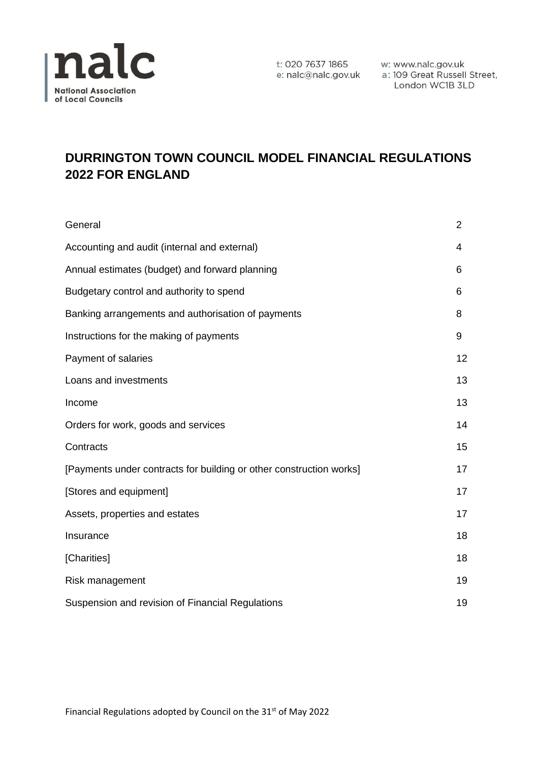nalc
National Association of Local Councils

t: 020 7637 1865
e: nalc@nalc.gov.uk
w: www.nalc.gov.uk
a: 109 Great Russell Street, London WC1B 3LD

# DURRINGTON TOWN COUNCIL MODEL FINANCIAL REGULATIONS 2022 FOR ENGLAND

| | |
|---|---|
| General | 2 |
| Accounting and audit (internal and external) | 4 |
| Annual estimates (budget) and forward planning | 6 |
| Budgetary control and authority to spend | 6 |
| Banking arrangements and authorisation of payments | 8 |
| Instructions for the making of payments | 9 |
| Payment of salaries | 12 |
| Loans and investments | 13 |
| Income | 13 |
| Orders for work, goods and services | 14 |
| Contracts | 15 |
| [Payments under contracts for building or other construction works] | 17 |
| [Stores and equipment] | 17 |
| Assets, properties and estates | 17 |
| Insurance | 18 |
| [Charities] | 18 |
| Risk management | 19 |
| Suspension and revision of Financial Regulations | 19 |

Financial Regulations adopted by Council on the 31st of May 2022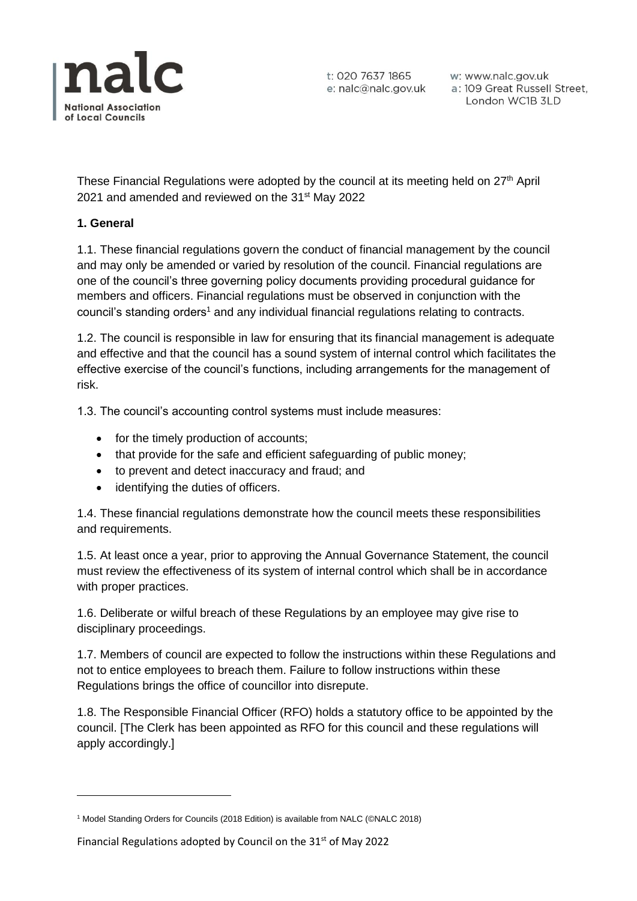These Financial Regulations were adopted by the council at its meeting held on 27th April 2021 and amended and reviewed on the 31st May 2022

**1. General**

1.1. These financial regulations govern the conduct of financial management by the council and may only be amended or varied by resolution of the council. Financial regulations are one of the council's three governing policy documents providing procedural guidance for members and officers. Financial regulations must be observed in conjunction with the council's standing orders[1] and any individual financial regulations relating to contracts.

1.2. The council is responsible in law for ensuring that its financial management is adequate and effective and that the council has a sound system of internal control which facilitates the effective exercise of the council's functions, including arrangements for the management of risk.

1.3. The council's accounting control systems must include measures:

- for the timely production of accounts;
- that provide for the safe and efficient safeguarding of public money;
- to prevent and detect inaccuracy and fraud; and
- identifying the duties of officers.

1.4. These financial regulations demonstrate how the council meets these responsibilities and requirements.

1.5. At least once a year, prior to approving the Annual Governance Statement, the council must review the effectiveness of its system of internal control which shall be in accordance with proper practices.

1.6. Deliberate or wilful breach of these Regulations by an employee may give rise to disciplinary proceedings.

1.7. Members of council are expected to follow the instructions within these Regulations and not to entice employees to breach them. Failure to follow instructions within these Regulations brings the office of councillor into disrepute.

1.8. The Responsible Financial Officer (RFO) holds a statutory office to be appointed by the council. [The Clerk has been appointed as RFO for this council and these regulations will apply accordingly.]

---

[1] Model Standing Orders for Councils (2018 Edition) is available from NALC (©NALC 2018)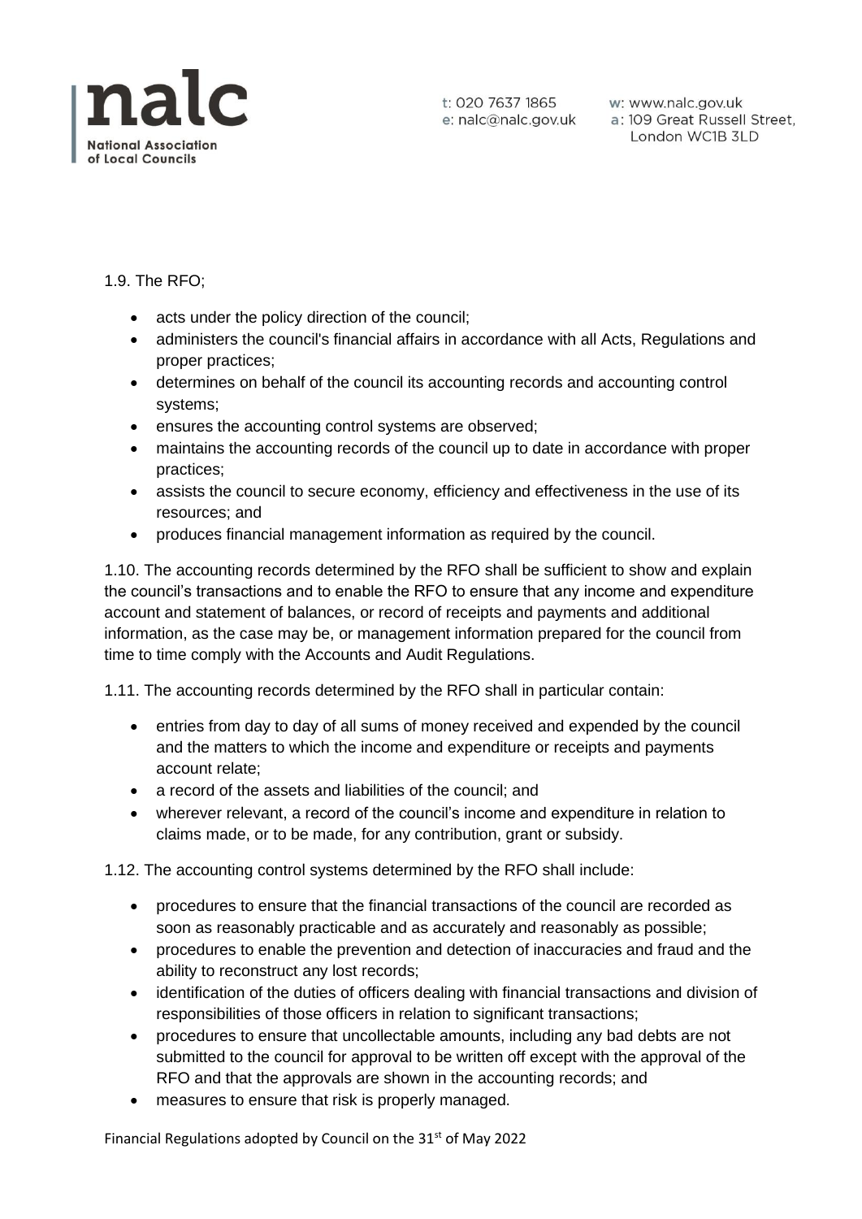1.9. The RFO;

- acts under the policy direction of the council;
- administers the council's financial affairs in accordance with all Acts, Regulations and proper practices;
- determines on behalf of the council its accounting records and accounting control systems;
- ensures the accounting control systems are observed;
- maintains the accounting records of the council up to date in accordance with proper practices;
- assists the council to secure economy, efficiency and effectiveness in the use of its resources; and
- produces financial management information as required by the council.

1.10. The accounting records determined by the RFO shall be sufficient to show and explain the council's transactions and to enable the RFO to ensure that any income and expenditure account and statement of balances, or record of receipts and payments and additional information, as the case may be, or management information prepared for the council from time to time comply with the Accounts and Audit Regulations.

1.11. The accounting records determined by the RFO shall in particular contain:

- entries from day to day of all sums of money received and expended by the council and the matters to which the income and expenditure or receipts and payments account relate;
- a record of the assets and liabilities of the council; and
- wherever relevant, a record of the council's income and expenditure in relation to claims made, or to be made, for any contribution, grant or subsidy.

1.12. The accounting control systems determined by the RFO shall include:

- procedures to ensure that the financial transactions of the council are recorded as soon as reasonably practicable and as accurately and reasonably as possible;
- procedures to enable the prevention and detection of inaccuracies and fraud and the ability to reconstruct any lost records;
- identification of the duties of officers dealing with financial transactions and division of responsibilities of those officers in relation to significant transactions;
- procedures to ensure that uncollectable amounts, including any bad debts are not submitted to the council for approval to be written off except with the approval of the RFO and that the approvals are shown in the accounting records; and
- measures to ensure that risk is properly managed.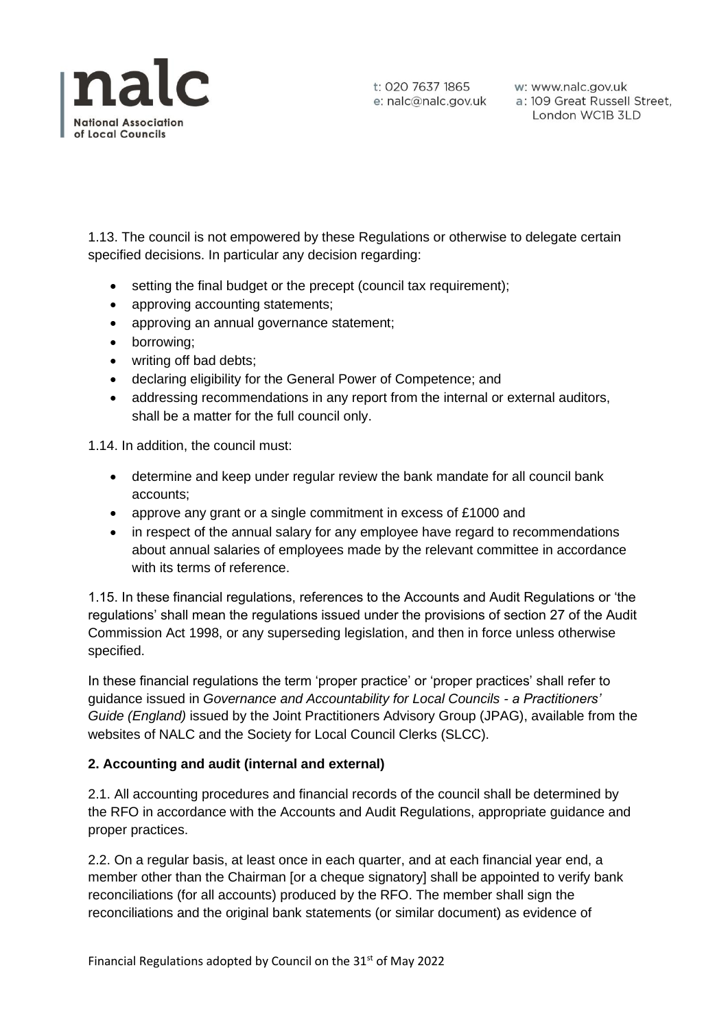1.13. The council is not empowered by these Regulations or otherwise to delegate certain specified decisions. In particular any decision regarding:

- setting the final budget or the precept (council tax requirement);
- approving accounting statements;
- approving an annual governance statement;
- borrowing;
- writing off bad debts;
- declaring eligibility for the General Power of Competence; and
- addressing recommendations in any report from the internal or external auditors, shall be a matter for the full council only.

1.14. In addition, the council must:

- determine and keep under regular review the bank mandate for all council bank accounts;
- approve any grant or a single commitment in excess of £1000 and
- in respect of the annual salary for any employee have regard to recommendations about annual salaries of employees made by the relevant committee in accordance with its terms of reference.

1.15. In these financial regulations, references to the Accounts and Audit Regulations or 'the regulations' shall mean the regulations issued under the provisions of section 27 of the Audit Commission Act 1998, or any superseding legislation, and then in force unless otherwise specified.

In these financial regulations the term 'proper practice' or 'proper practices' shall refer to guidance issued in *Governance and Accountability for Local Councils - a Practitioners' Guide (England)* issued by the Joint Practitioners Advisory Group (JPAG), available from the websites of NALC and the Society for Local Council Clerks (SLCC).

**2. Accounting and audit (internal and external)**

2.1. All accounting procedures and financial records of the council shall be determined by the RFO in accordance with the Accounts and Audit Regulations, appropriate guidance and proper practices.

2.2. On a regular basis, at least once in each quarter, and at each financial year end, a member other than the Chairman [or a cheque signatory] shall be appointed to verify bank reconciliations (for all accounts) produced by the RFO. The member shall sign the reconciliations and the original bank statements (or similar document) as evidence of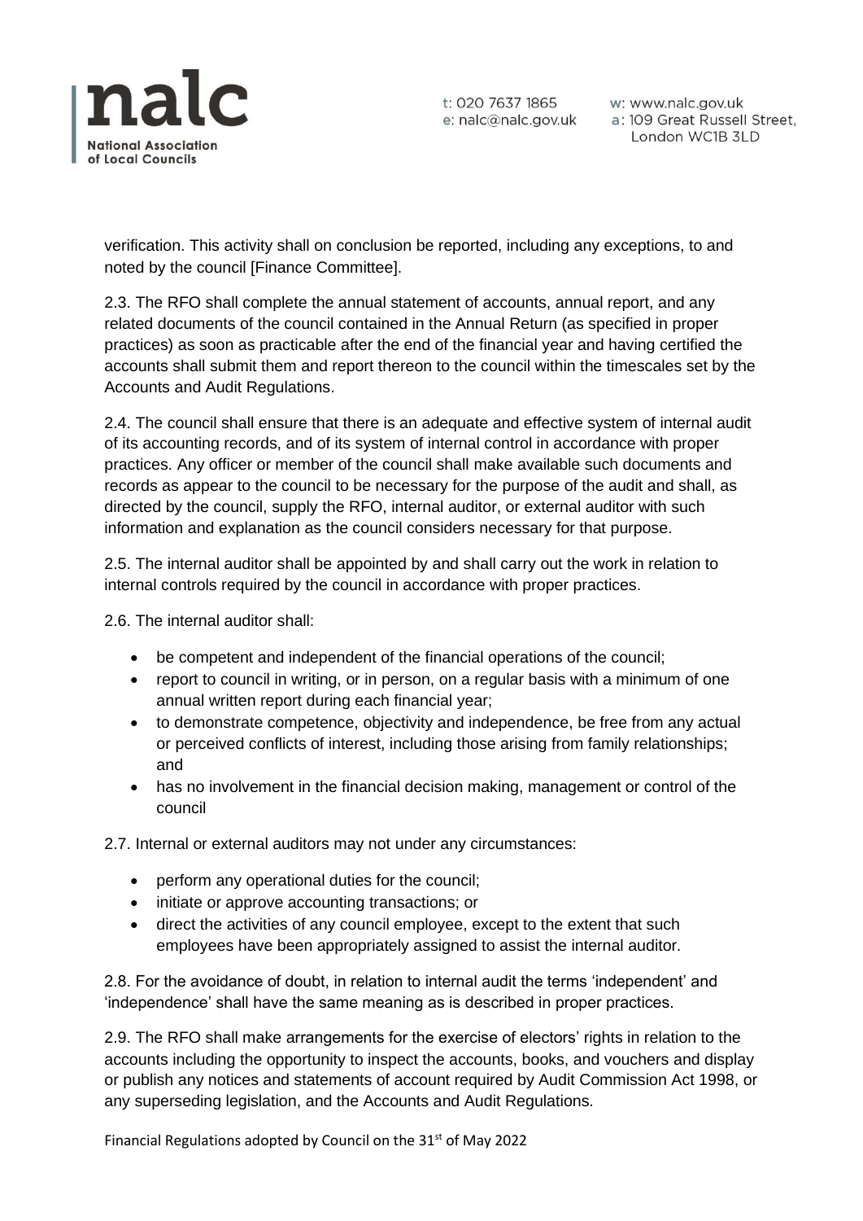verification. This activity shall on conclusion be reported, including any exceptions, to and noted by the council [Finance Committee].

2.3. The RFO shall complete the annual statement of accounts, annual report, and any related documents of the council contained in the Annual Return (as specified in proper practices) as soon as practicable after the end of the financial year and having certified the accounts shall submit them and report thereon to the council within the timescales set by the Accounts and Audit Regulations.

2.4. The council shall ensure that there is an adequate and effective system of internal audit of its accounting records, and of its system of internal control in accordance with proper practices. Any officer or member of the council shall make available such documents and records as appear to the council to be necessary for the purpose of the audit and shall, as directed by the council, supply the RFO, internal auditor, or external auditor with such information and explanation as the council considers necessary for that purpose.

2.5. The internal auditor shall be appointed by and shall carry out the work in relation to internal controls required by the council in accordance with proper practices.

2.6. The internal auditor shall:

- be competent and independent of the financial operations of the council;
- report to council in writing, or in person, on a regular basis with a minimum of one annual written report during each financial year;
- to demonstrate competence, objectivity and independence, be free from any actual or perceived conflicts of interest, including those arising from family relationships; and
- has no involvement in the financial decision making, management or control of the council

2.7. Internal or external auditors may not under any circumstances:

- perform any operational duties for the council;
- initiate or approve accounting transactions; or
- direct the activities of any council employee, except to the extent that such employees have been appropriately assigned to assist the internal auditor.

2.8. For the avoidance of doubt, in relation to internal audit the terms 'independent' and 'independence' shall have the same meaning as is described in proper practices.

2.9. The RFO shall make arrangements for the exercise of electors' rights in relation to the accounts including the opportunity to inspect the accounts, books, and vouchers and display or publish any notices and statements of account required by Audit Commission Act 1998, or any superseding legislation, and the Accounts and Audit Regulations.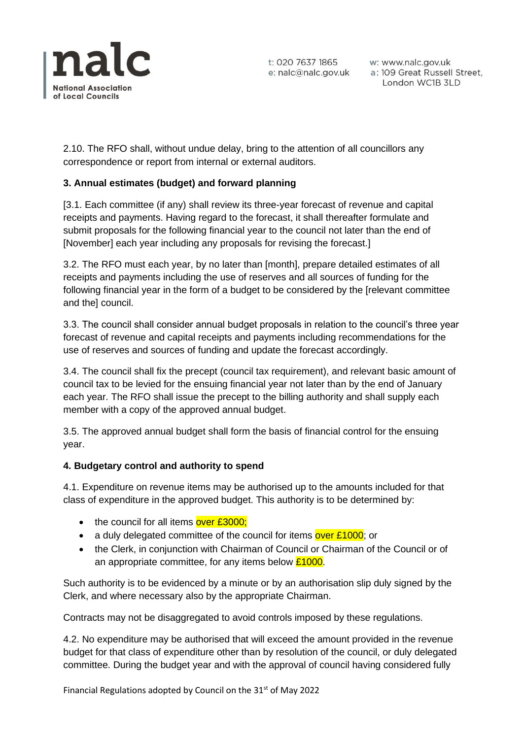2.10. The RFO shall, without undue delay, bring to the attention of all councillors any correspondence or report from internal or external auditors.

**3. Annual estimates (budget) and forward planning**

[3.1. Each committee (if any) shall review its three-year forecast of revenue and capital receipts and payments. Having regard to the forecast, it shall thereafter formulate and submit proposals for the following financial year to the council not later than the end of [November] each year including any proposals for revising the forecast.]

3.2. The RFO must each year, by no later than [month], prepare detailed estimates of all receipts and payments including the use of reserves and all sources of funding for the following financial year in the form of a budget to be considered by the [relevant committee and the] council.

3.3. The council shall consider annual budget proposals in relation to the council's three year forecast of revenue and capital receipts and payments including recommendations for the use of reserves and sources of funding and update the forecast accordingly.

3.4. The council shall fix the precept (council tax requirement), and relevant basic amount of council tax to be levied for the ensuing financial year not later than by the end of January each year. The RFO shall issue the precept to the billing authority and shall supply each member with a copy of the approved annual budget.

3.5. The approved annual budget shall form the basis of financial control for the ensuing year.

**4. Budgetary control and authority to spend**

4.1. Expenditure on revenue items may be authorised up to the amounts included for that class of expenditure in the approved budget. This authority is to be determined by:

- the council for all items over £3000;
- a duly delegated committee of the council for items over £1000; or
- the Clerk, in conjunction with Chairman of Council or Chairman of the Council or of an appropriate committee, for any items below £1000.

Such authority is to be evidenced by a minute or by an authorisation slip duly signed by the Clerk, and where necessary also by the appropriate Chairman.

Contracts may not be disaggregated to avoid controls imposed by these regulations.

4.2. No expenditure may be authorised that will exceed the amount provided in the revenue budget for that class of expenditure other than by resolution of the council, or duly delegated committee. During the budget year and with the approval of council having considered fully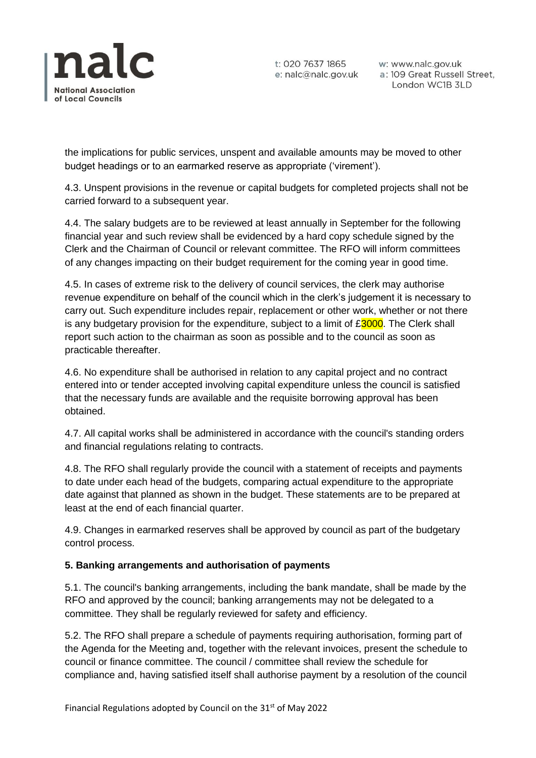the implications for public services, unspent and available amounts may be moved to other budget headings or to an earmarked reserve as appropriate ('virement').

4.3. Unspent provisions in the revenue or capital budgets for completed projects shall not be carried forward to a subsequent year.

4.4. The salary budgets are to be reviewed at least annually in September for the following financial year and such review shall be evidenced by a hard copy schedule signed by the Clerk and the Chairman of Council or relevant committee. The RFO will inform committees of any changes impacting on their budget requirement for the coming year in good time.

4.5. In cases of extreme risk to the delivery of council services, the clerk may authorise revenue expenditure on behalf of the council which in the clerk's judgement it is necessary to carry out. Such expenditure includes repair, replacement or other work, whether or not there is any budgetary provision for the expenditure, subject to a limit of £3000. The Clerk shall report such action to the chairman as soon as possible and to the council as soon as practicable thereafter.

4.6. No expenditure shall be authorised in relation to any capital project and no contract entered into or tender accepted involving capital expenditure unless the council is satisfied that the necessary funds are available and the requisite borrowing approval has been obtained.

4.7. All capital works shall be administered in accordance with the council's standing orders and financial regulations relating to contracts.

4.8. The RFO shall regularly provide the council with a statement of receipts and payments to date under each head of the budgets, comparing actual expenditure to the appropriate date against that planned as shown in the budget. These statements are to be prepared at least at the end of each financial quarter.

4.9. Changes in earmarked reserves shall be approved by council as part of the budgetary control process.

**5. Banking arrangements and authorisation of payments**

5.1. The council's banking arrangements, including the bank mandate, shall be made by the RFO and approved by the council; banking arrangements may not be delegated to a committee. They shall be regularly reviewed for safety and efficiency.

5.2. The RFO shall prepare a schedule of payments requiring authorisation, forming part of the Agenda for the Meeting and, together with the relevant invoices, present the schedule to council or finance committee. The council / committee shall review the schedule for compliance and, having satisfied itself shall authorise payment by a resolution of the council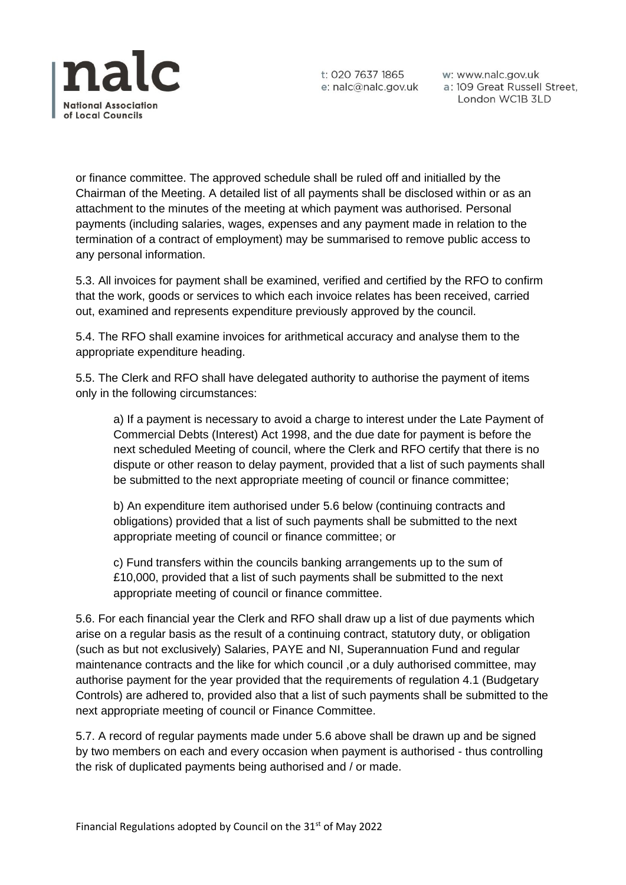or finance committee. The approved schedule shall be ruled off and initialled by the Chairman of the Meeting. A detailed list of all payments shall be disclosed within or as an attachment to the minutes of the meeting at which payment was authorised. Personal payments (including salaries, wages, expenses and any payment made in relation to the termination of a contract of employment) may be summarised to remove public access to any personal information.

5.3. All invoices for payment shall be examined, verified and certified by the RFO to confirm that the work, goods or services to which each invoice relates has been received, carried out, examined and represents expenditure previously approved by the council.

5.4. The RFO shall examine invoices for arithmetical accuracy and analyse them to the appropriate expenditure heading.

5.5. The Clerk and RFO shall have delegated authority to authorise the payment of items only in the following circumstances:

> a) If a payment is necessary to avoid a charge to interest under the Late Payment of Commercial Debts (Interest) Act 1998, and the due date for payment is before the next scheduled Meeting of council, where the Clerk and RFO certify that there is no dispute or other reason to delay payment, provided that a list of such payments shall be submitted to the next appropriate meeting of council or finance committee;
>
> b) An expenditure item authorised under 5.6 below (continuing contracts and obligations) provided that a list of such payments shall be submitted to the next appropriate meeting of council or finance committee; or
>
> c) Fund transfers within the councils banking arrangements up to the sum of £10,000, provided that a list of such payments shall be submitted to the next appropriate meeting of council or finance committee.

5.6. For each financial year the Clerk and RFO shall draw up a list of due payments which arise on a regular basis as the result of a continuing contract, statutory duty, or obligation (such as but not exclusively) Salaries, PAYE and NI, Superannuation Fund and regular maintenance contracts and the like for which council ,or a duly authorised committee, may authorise payment for the year provided that the requirements of regulation 4.1 (Budgetary Controls) are adhered to, provided also that a list of such payments shall be submitted to the next appropriate meeting of council or Finance Committee.

5.7. A record of regular payments made under 5.6 above shall be drawn up and be signed by two members on each and every occasion when payment is authorised - thus controlling the risk of duplicated payments being authorised and / or made.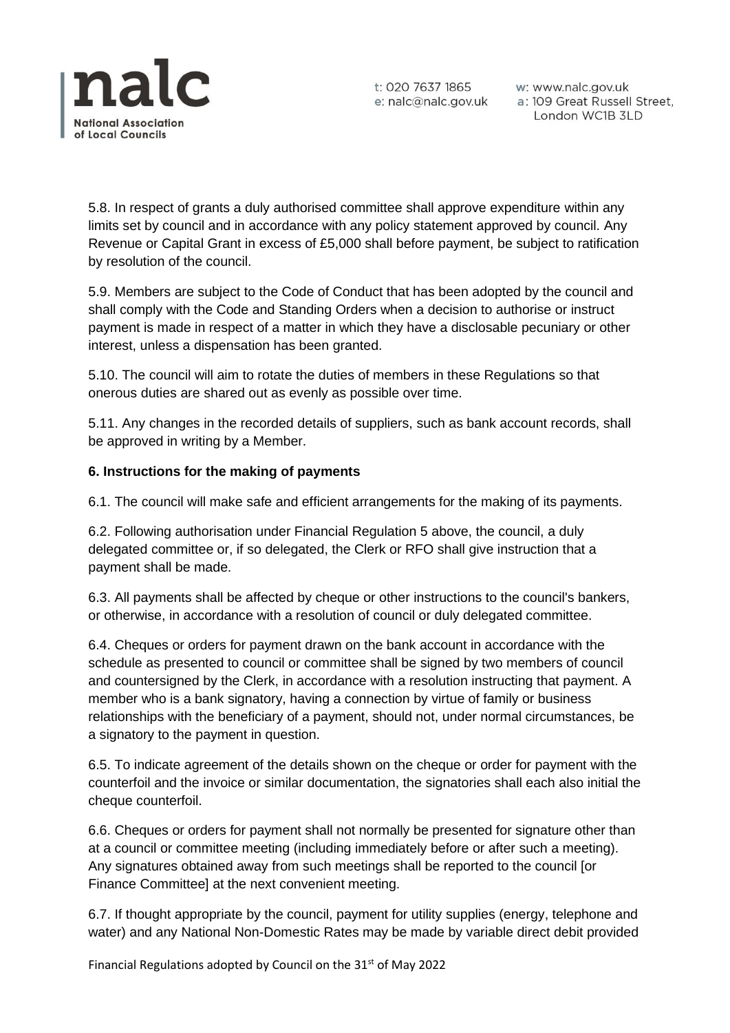5.8. In respect of grants a duly authorised committee shall approve expenditure within any limits set by council and in accordance with any policy statement approved by council. Any Revenue or Capital Grant in excess of £5,000 shall before payment, be subject to ratification by resolution of the council.

5.9. Members are subject to the Code of Conduct that has been adopted by the council and shall comply with the Code and Standing Orders when a decision to authorise or instruct payment is made in respect of a matter in which they have a disclosable pecuniary or other interest, unless a dispensation has been granted.

5.10. The council will aim to rotate the duties of members in these Regulations so that onerous duties are shared out as evenly as possible over time.

5.11. Any changes in the recorded details of suppliers, such as bank account records, shall be approved in writing by a Member.

**6. Instructions for the making of payments**

6.1. The council will make safe and efficient arrangements for the making of its payments.

6.2. Following authorisation under Financial Regulation 5 above, the council, a duly delegated committee or, if so delegated, the Clerk or RFO shall give instruction that a payment shall be made.

6.3. All payments shall be affected by cheque or other instructions to the council's bankers, or otherwise, in accordance with a resolution of council or duly delegated committee.

6.4. Cheques or orders for payment drawn on the bank account in accordance with the schedule as presented to council or committee shall be signed by two members of council and countersigned by the Clerk, in accordance with a resolution instructing that payment. A member who is a bank signatory, having a connection by virtue of family or business relationships with the beneficiary of a payment, should not, under normal circumstances, be a signatory to the payment in question.

6.5. To indicate agreement of the details shown on the cheque or order for payment with the counterfoil and the invoice or similar documentation, the signatories shall each also initial the cheque counterfoil.

6.6. Cheques or orders for payment shall not normally be presented for signature other than at a council or committee meeting (including immediately before or after such a meeting). Any signatures obtained away from such meetings shall be reported to the council [or Finance Committee] at the next convenient meeting.

6.7. If thought appropriate by the council, payment for utility supplies (energy, telephone and water) and any National Non-Domestic Rates may be made by variable direct debit provided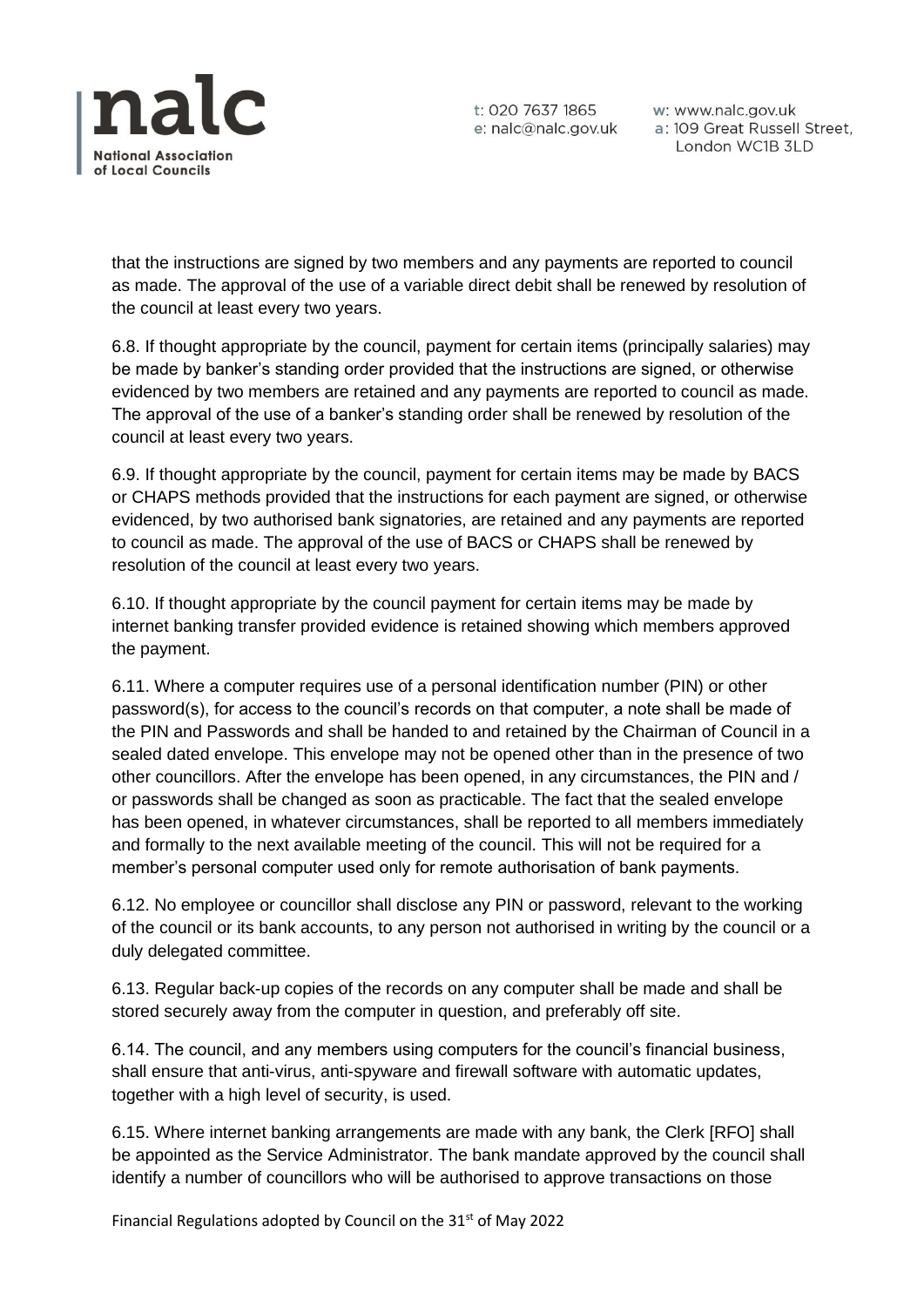that the instructions are signed by two members and any payments are reported to council as made. The approval of the use of a variable direct debit shall be renewed by resolution of the council at least every two years.

6.8. If thought appropriate by the council, payment for certain items (principally salaries) may be made by banker's standing order provided that the instructions are signed, or otherwise evidenced by two members are retained and any payments are reported to council as made. The approval of the use of a banker's standing order shall be renewed by resolution of the council at least every two years.

6.9. If thought appropriate by the council, payment for certain items may be made by BACS or CHAPS methods provided that the instructions for each payment are signed, or otherwise evidenced, by two authorised bank signatories, are retained and any payments are reported to council as made. The approval of the use of BACS or CHAPS shall be renewed by resolution of the council at least every two years.

6.10. If thought appropriate by the council payment for certain items may be made by internet banking transfer provided evidence is retained showing which members approved the payment.

6.11. Where a computer requires use of a personal identification number (PIN) or other password(s), for access to the council's records on that computer, a note shall be made of the PIN and Passwords and shall be handed to and retained by the Chairman of Council in a sealed dated envelope. This envelope may not be opened other than in the presence of two other councillors. After the envelope has been opened, in any circumstances, the PIN and / or passwords shall be changed as soon as practicable. The fact that the sealed envelope has been opened, in whatever circumstances, shall be reported to all members immediately and formally to the next available meeting of the council. This will not be required for a member's personal computer used only for remote authorisation of bank payments.

6.12. No employee or councillor shall disclose any PIN or password, relevant to the working of the council or its bank accounts, to any person not authorised in writing by the council or a duly delegated committee.

6.13. Regular back-up copies of the records on any computer shall be made and shall be stored securely away from the computer in question, and preferably off site.

6.14. The council, and any members using computers for the council's financial business, shall ensure that anti-virus, anti-spyware and firewall software with automatic updates, together with a high level of security, is used.

6.15. Where internet banking arrangements are made with any bank, the Clerk [RFO] shall be appointed as the Service Administrator. The bank mandate approved by the council shall identify a number of councillors who will be authorised to approve transactions on those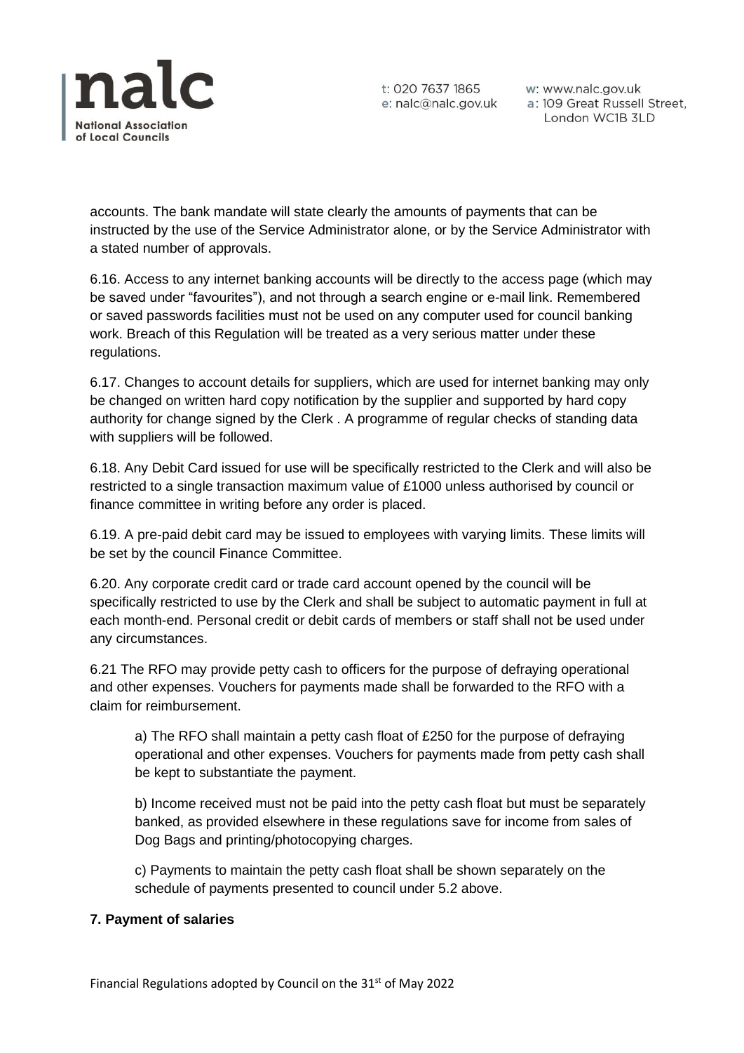accounts. The bank mandate will state clearly the amounts of payments that can be instructed by the use of the Service Administrator alone, or by the Service Administrator with a stated number of approvals.

6.16. Access to any internet banking accounts will be directly to the access page (which may be saved under "favourites"), and not through a search engine or e-mail link. Remembered or saved passwords facilities must not be used on any computer used for council banking work. Breach of this Regulation will be treated as a very serious matter under these regulations.

6.17. Changes to account details for suppliers, which are used for internet banking may only be changed on written hard copy notification by the supplier and supported by hard copy authority for change signed by the Clerk . A programme of regular checks of standing data with suppliers will be followed.

6.18. Any Debit Card issued for use will be specifically restricted to the Clerk and will also be restricted to a single transaction maximum value of £1000 unless authorised by council or finance committee in writing before any order is placed.

6.19. A pre-paid debit card may be issued to employees with varying limits. These limits will be set by the council Finance Committee.

6.20. Any corporate credit card or trade card account opened by the council will be specifically restricted to use by the Clerk and shall be subject to automatic payment in full at each month-end. Personal credit or debit cards of members or staff shall not be used under any circumstances.

6.21 The RFO may provide petty cash to officers for the purpose of defraying operational and other expenses. Vouchers for payments made shall be forwarded to the RFO with a claim for reimbursement.

a) The RFO shall maintain a petty cash float of £250 for the purpose of defraying operational and other expenses. Vouchers for payments made from petty cash shall be kept to substantiate the payment.

b) Income received must not be paid into the petty cash float but must be separately banked, as provided elsewhere in these regulations save for income from sales of Dog Bags and printing/photocopying charges.

c) Payments to maintain the petty cash float shall be shown separately on the schedule of payments presented to council under 5.2 above.

**7. Payment of salaries**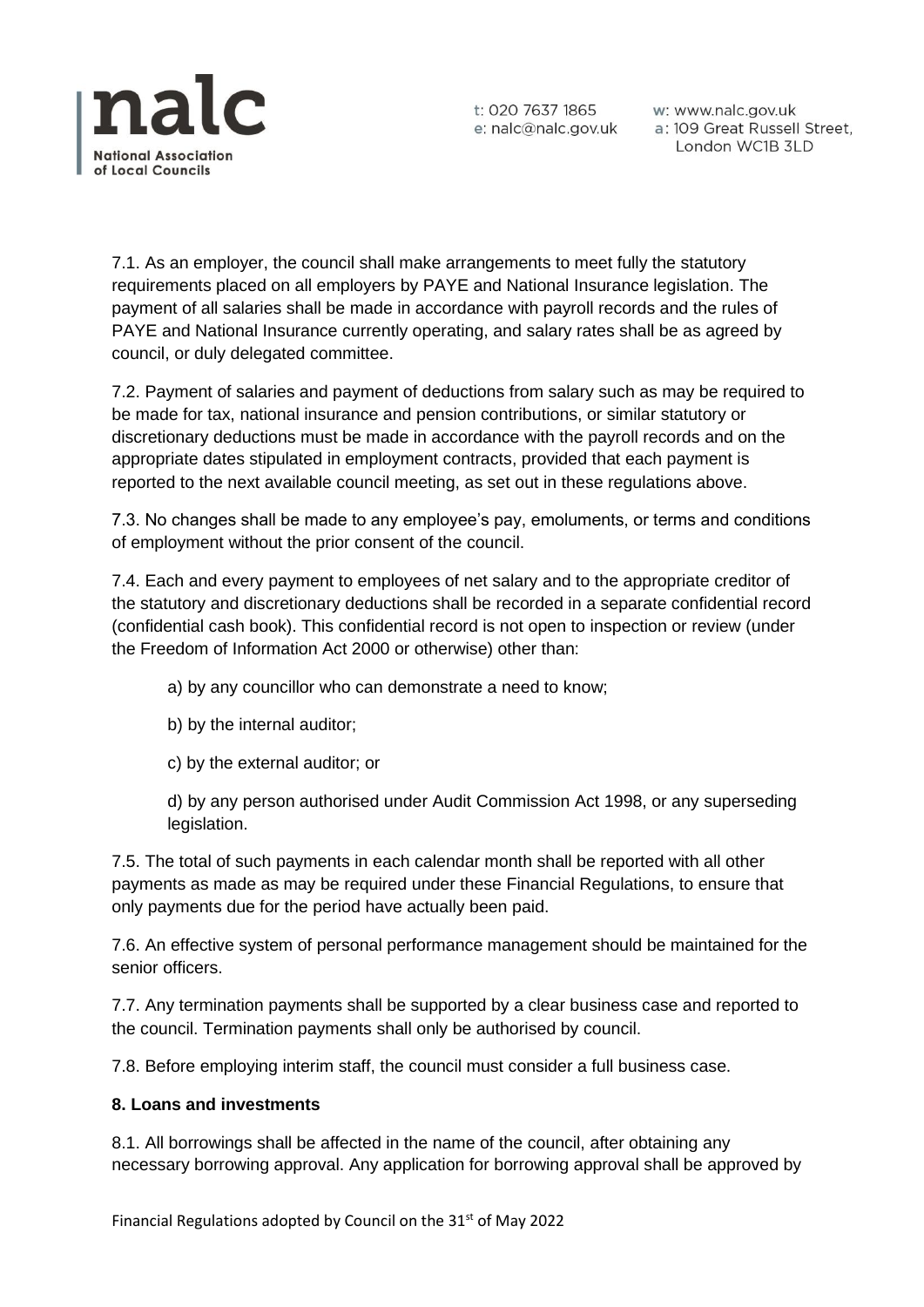7.1. As an employer, the council shall make arrangements to meet fully the statutory requirements placed on all employers by PAYE and National Insurance legislation. The payment of all salaries shall be made in accordance with payroll records and the rules of PAYE and National Insurance currently operating, and salary rates shall be as agreed by council, or duly delegated committee.

7.2. Payment of salaries and payment of deductions from salary such as may be required to be made for tax, national insurance and pension contributions, or similar statutory or discretionary deductions must be made in accordance with the payroll records and on the appropriate dates stipulated in employment contracts, provided that each payment is reported to the next available council meeting, as set out in these regulations above.

7.3. No changes shall be made to any employee's pay, emoluments, or terms and conditions of employment without the prior consent of the council.

7.4. Each and every payment to employees of net salary and to the appropriate creditor of the statutory and discretionary deductions shall be recorded in a separate confidential record (confidential cash book). This confidential record is not open to inspection or review (under the Freedom of Information Act 2000 or otherwise) other than:

a) by any councillor who can demonstrate a need to know;

b) by the internal auditor;

c) by the external auditor; or

d) by any person authorised under Audit Commission Act 1998, or any superseding legislation.

7.5. The total of such payments in each calendar month shall be reported with all other payments as made as may be required under these Financial Regulations, to ensure that only payments due for the period have actually been paid.

7.6. An effective system of personal performance management should be maintained for the senior officers.

7.7. Any termination payments shall be supported by a clear business case and reported to the council. Termination payments shall only be authorised by council.

7.8. Before employing interim staff, the council must consider a full business case.

**8. Loans and investments**

8.1. All borrowings shall be affected in the name of the council, after obtaining any necessary borrowing approval. Any application for borrowing approval shall be approved by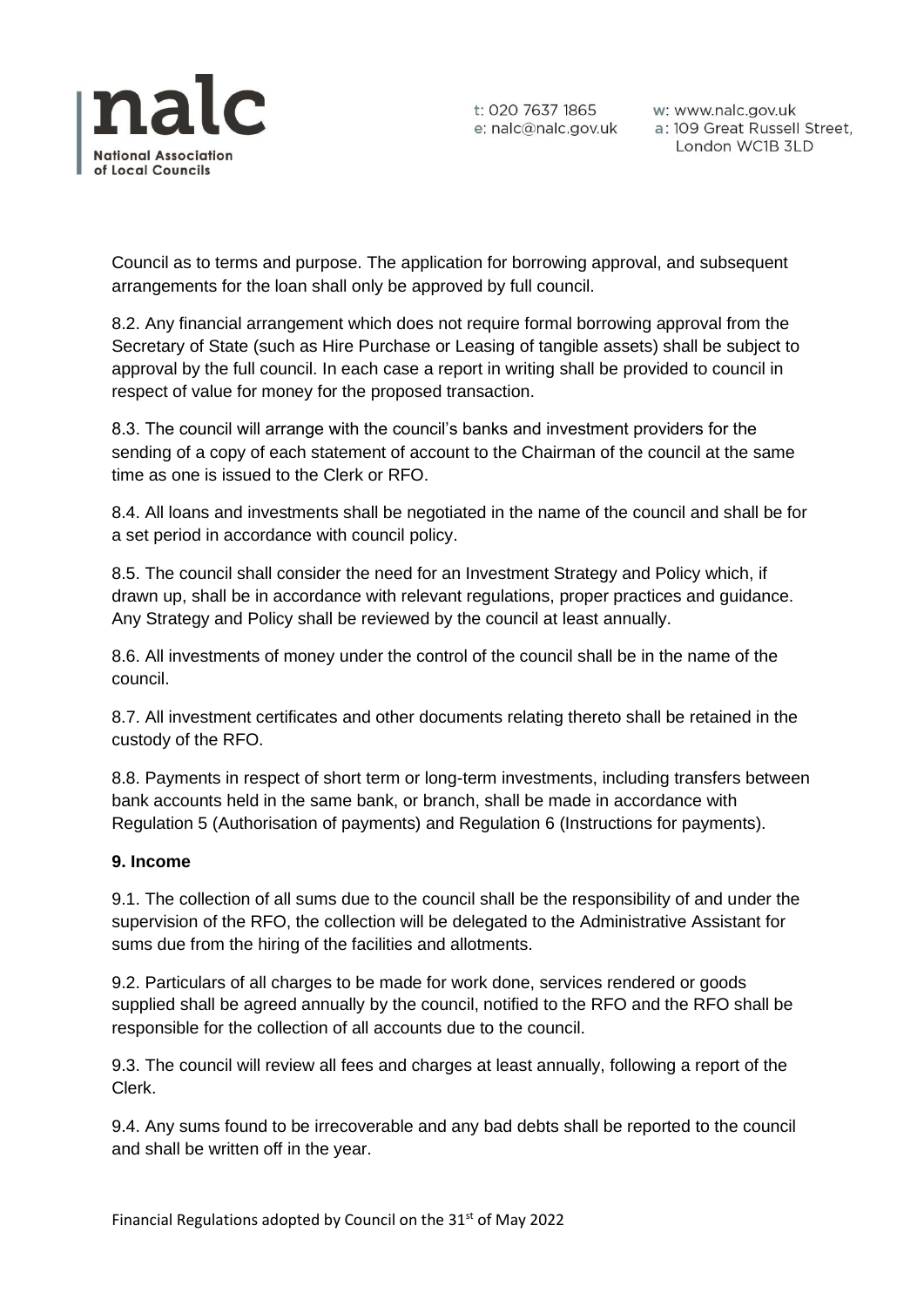Council as to terms and purpose. The application for borrowing approval, and subsequent arrangements for the loan shall only be approved by full council.

8.2. Any financial arrangement which does not require formal borrowing approval from the Secretary of State (such as Hire Purchase or Leasing of tangible assets) shall be subject to approval by the full council. In each case a report in writing shall be provided to council in respect of value for money for the proposed transaction.

8.3. The council will arrange with the council's banks and investment providers for the sending of a copy of each statement of account to the Chairman of the council at the same time as one is issued to the Clerk or RFO.

8.4. All loans and investments shall be negotiated in the name of the council and shall be for a set period in accordance with council policy.

8.5. The council shall consider the need for an Investment Strategy and Policy which, if drawn up, shall be in accordance with relevant regulations, proper practices and guidance. Any Strategy and Policy shall be reviewed by the council at least annually.

8.6. All investments of money under the control of the council shall be in the name of the council.

8.7. All investment certificates and other documents relating thereto shall be retained in the custody of the RFO.

8.8. Payments in respect of short term or long-term investments, including transfers between bank accounts held in the same bank, or branch, shall be made in accordance with Regulation 5 (Authorisation of payments) and Regulation 6 (Instructions for payments).

**9. Income**

9.1. The collection of all sums due to the council shall be the responsibility of and under the supervision of the RFO, the collection will be delegated to the Administrative Assistant for sums due from the hiring of the facilities and allotments.

9.2. Particulars of all charges to be made for work done, services rendered or goods supplied shall be agreed annually by the council, notified to the RFO and the RFO shall be responsible for the collection of all accounts due to the council.

9.3. The council will review all fees and charges at least annually, following a report of the Clerk.

9.4. Any sums found to be irrecoverable and any bad debts shall be reported to the council and shall be written off in the year.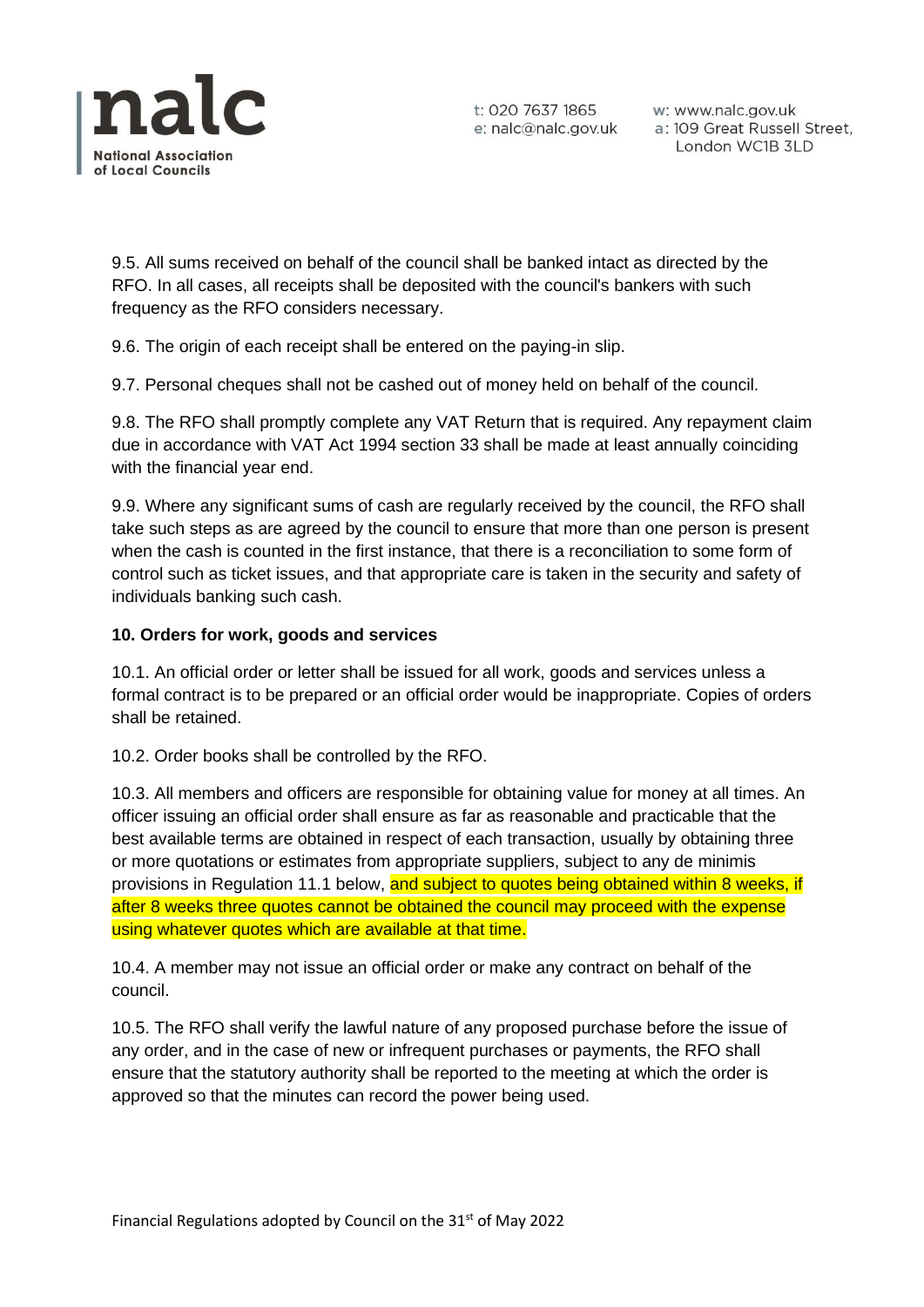9.5. All sums received on behalf of the council shall be banked intact as directed by the RFO. In all cases, all receipts shall be deposited with the council's bankers with such frequency as the RFO considers necessary.

9.6. The origin of each receipt shall be entered on the paying-in slip.

9.7. Personal cheques shall not be cashed out of money held on behalf of the council.

9.8. The RFO shall promptly complete any VAT Return that is required. Any repayment claim due in accordance with VAT Act 1994 section 33 shall be made at least annually coinciding with the financial year end.

9.9. Where any significant sums of cash are regularly received by the council, the RFO shall take such steps as are agreed by the council to ensure that more than one person is present when the cash is counted in the first instance, that there is a reconciliation to some form of control such as ticket issues, and that appropriate care is taken in the security and safety of individuals banking such cash.

**10. Orders for work, goods and services**

10.1. An official order or letter shall be issued for all work, goods and services unless a formal contract is to be prepared or an official order would be inappropriate. Copies of orders shall be retained.

10.2. Order books shall be controlled by the RFO.

10.3. All members and officers are responsible for obtaining value for money at all times. An officer issuing an official order shall ensure as far as reasonable and practicable that the best available terms are obtained in respect of each transaction, usually by obtaining three or more quotations or estimates from appropriate suppliers, subject to any de minimis provisions in Regulation 11.1 below, and subject to quotes being obtained within 8 weeks, if after 8 weeks three quotes cannot be obtained the council may proceed with the expense using whatever quotes which are available at that time.

10.4. A member may not issue an official order or make any contract on behalf of the council.

10.5. The RFO shall verify the lawful nature of any proposed purchase before the issue of any order, and in the case of new or infrequent purchases or payments, the RFO shall ensure that the statutory authority shall be reported to the meeting at which the order is approved so that the minutes can record the power being used.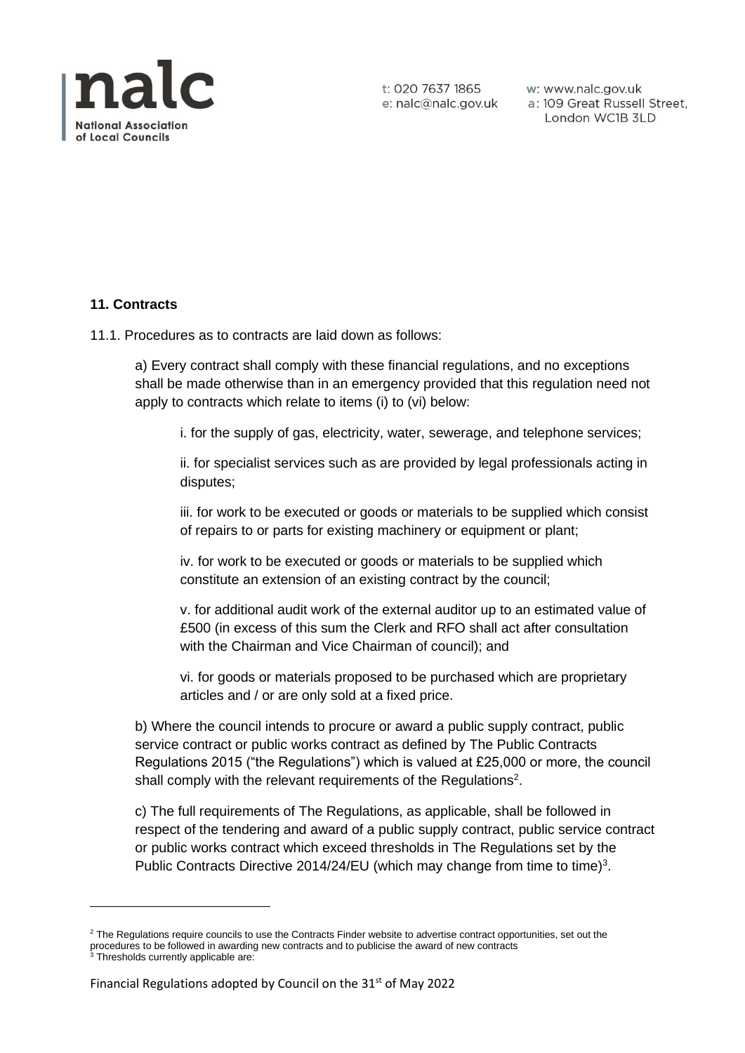## 11. Contracts

11.1. Procedures as to contracts are laid down as follows:

a) Every contract shall comply with these financial regulations, and no exceptions shall be made otherwise than in an emergency provided that this regulation need not apply to contracts which relate to items (i) to (vi) below:

i. for the supply of gas, electricity, water, sewerage, and telephone services;

ii. for specialist services such as are provided by legal professionals acting in disputes;

iii. for work to be executed or goods or materials to be supplied which consist of repairs to or parts for existing machinery or equipment or plant;

iv. for work to be executed or goods or materials to be supplied which constitute an extension of an existing contract by the council;

v. for additional audit work of the external auditor up to an estimated value of £500 (in excess of this sum the Clerk and RFO shall act after consultation with the Chairman and Vice Chairman of council); and

vi. for goods or materials proposed to be purchased which are proprietary articles and / or are only sold at a fixed price.

b) Where the council intends to procure or award a public supply contract, public service contract or public works contract as defined by The Public Contracts Regulations 2015 ("the Regulations") which is valued at £25,000 or more, the council shall comply with the relevant requirements of the Regulations[2].

c) The full requirements of The Regulations, as applicable, shall be followed in respect of the tendering and award of a public supply contract, public service contract or public works contract which exceed thresholds in The Regulations set by the Public Contracts Directive 2014/24/EU (which may change from time to time)[3].

---

[2] The Regulations require councils to use the Contracts Finder website to advertise contract opportunities, set out the procedures to be followed in awarding new contracts and to publicise the award of new contracts

[3] Thresholds currently applicable are:

Financial Regulations adopted by Council on the 31st of May 2022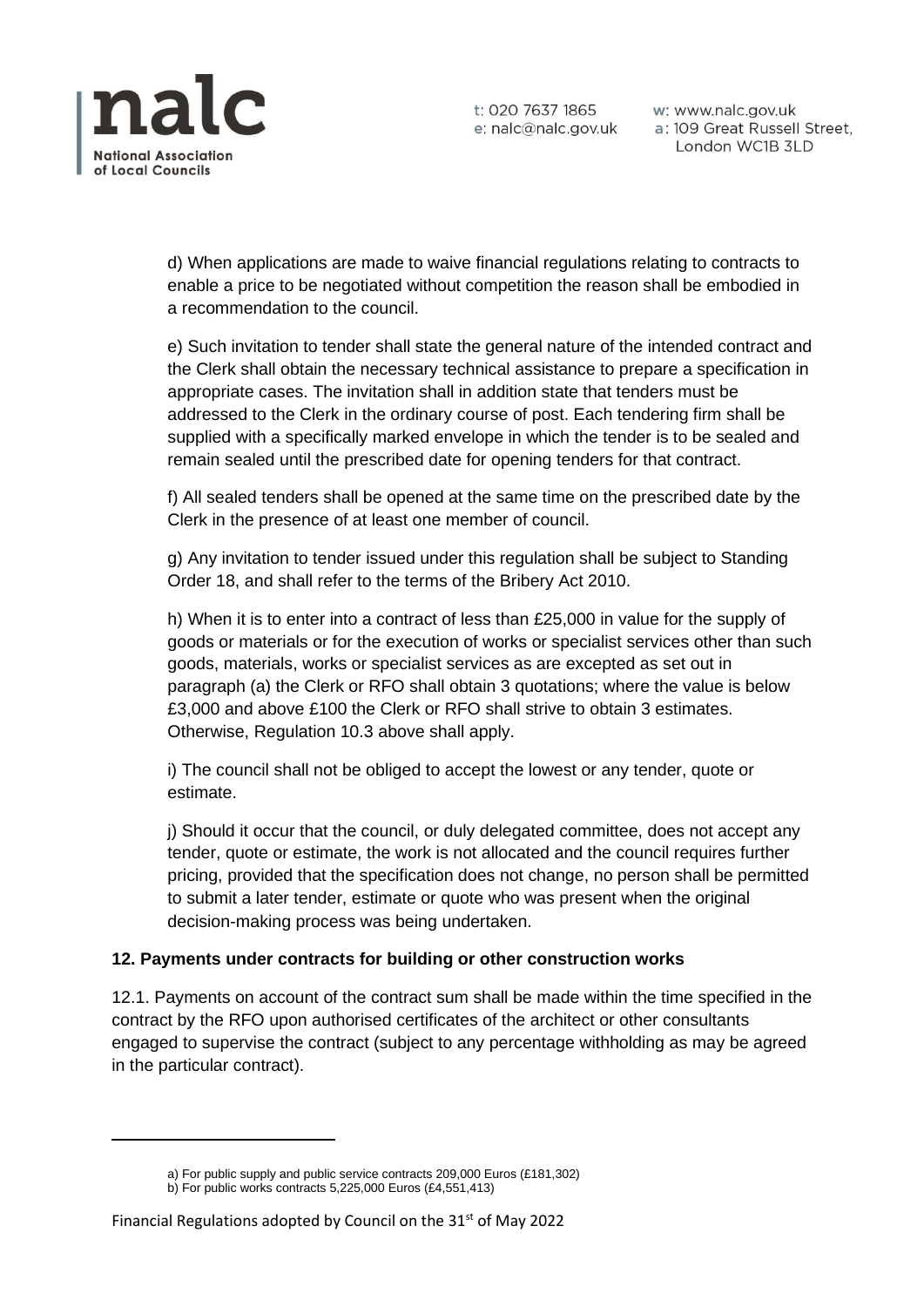d) When applications are made to waive financial regulations relating to contracts to enable a price to be negotiated without competition the reason shall be embodied in a recommendation to the council.

e) Such invitation to tender shall state the general nature of the intended contract and the Clerk shall obtain the necessary technical assistance to prepare a specification in appropriate cases. The invitation shall in addition state that tenders must be addressed to the Clerk in the ordinary course of post. Each tendering firm shall be supplied with a specifically marked envelope in which the tender is to be sealed and remain sealed until the prescribed date for opening tenders for that contract.

f) All sealed tenders shall be opened at the same time on the prescribed date by the Clerk in the presence of at least one member of council.

g) Any invitation to tender issued under this regulation shall be subject to Standing Order 18, and shall refer to the terms of the Bribery Act 2010.

h) When it is to enter into a contract of less than £25,000 in value for the supply of goods or materials or for the execution of works or specialist services other than such goods, materials, works or specialist services as are excepted as set out in paragraph (a) the Clerk or RFO shall obtain 3 quotations; where the value is below £3,000 and above £100 the Clerk or RFO shall strive to obtain 3 estimates. Otherwise, Regulation 10.3 above shall apply.

i) The council shall not be obliged to accept the lowest or any tender, quote or estimate.

j) Should it occur that the council, or duly delegated committee, does not accept any tender, quote or estimate, the work is not allocated and the council requires further pricing, provided that the specification does not change, no person shall be permitted to submit a later tender, estimate or quote who was present when the original decision-making process was being undertaken.

**12. Payments under contracts for building or other construction works**

12.1. Payments on account of the contract sum shall be made within the time specified in the contract by the RFO upon authorised certificates of the architect or other consultants engaged to supervise the contract (subject to any percentage withholding as may be agreed in the particular contract).

---

a) For public supply and public service contracts 209,000 Euros (£181,302)
b) For public works contracts 5,225,000 Euros (£4,551,413)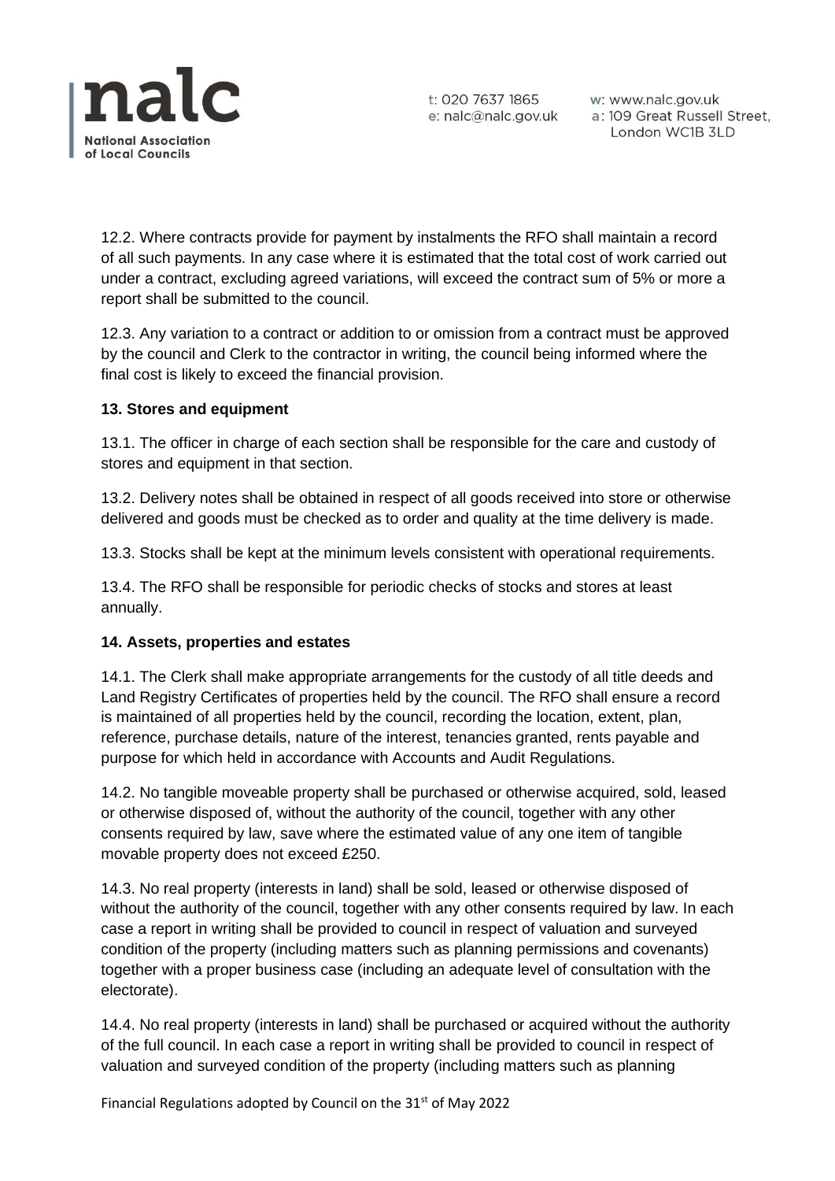12.2. Where contracts provide for payment by instalments the RFO shall maintain a record of all such payments. In any case where it is estimated that the total cost of work carried out under a contract, excluding agreed variations, will exceed the contract sum of 5% or more a report shall be submitted to the council.

12.3. Any variation to a contract or addition to or omission from a contract must be approved by the council and Clerk to the contractor in writing, the council being informed where the final cost is likely to exceed the financial provision.

**13. Stores and equipment**

13.1. The officer in charge of each section shall be responsible for the care and custody of stores and equipment in that section.

13.2. Delivery notes shall be obtained in respect of all goods received into store or otherwise delivered and goods must be checked as to order and quality at the time delivery is made.

13.3. Stocks shall be kept at the minimum levels consistent with operational requirements.

13.4. The RFO shall be responsible for periodic checks of stocks and stores at least annually.

**14. Assets, properties and estates**

14.1. The Clerk shall make appropriate arrangements for the custody of all title deeds and Land Registry Certificates of properties held by the council. The RFO shall ensure a record is maintained of all properties held by the council, recording the location, extent, plan, reference, purchase details, nature of the interest, tenancies granted, rents payable and purpose for which held in accordance with Accounts and Audit Regulations.

14.2. No tangible moveable property shall be purchased or otherwise acquired, sold, leased or otherwise disposed of, without the authority of the council, together with any other consents required by law, save where the estimated value of any one item of tangible movable property does not exceed £250.

14.3. No real property (interests in land) shall be sold, leased or otherwise disposed of without the authority of the council, together with any other consents required by law. In each case a report in writing shall be provided to council in respect of valuation and surveyed condition of the property (including matters such as planning permissions and covenants) together with a proper business case (including an adequate level of consultation with the electorate).

14.4. No real property (interests in land) shall be purchased or acquired without the authority of the full council. In each case a report in writing shall be provided to council in respect of valuation and surveyed condition of the property (including matters such as planning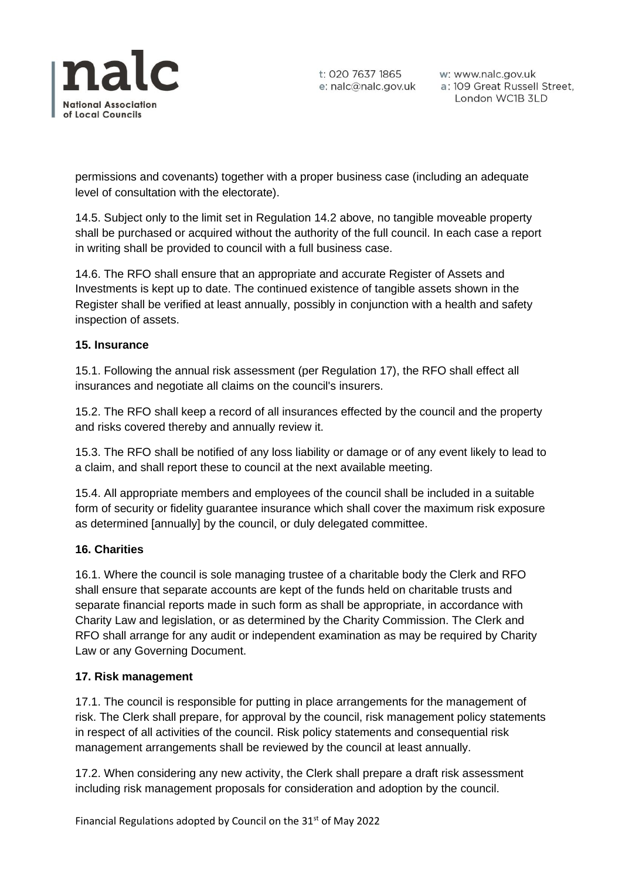permissions and covenants) together with a proper business case (including an adequate level of consultation with the electorate).

14.5. Subject only to the limit set in Regulation 14.2 above, no tangible moveable property shall be purchased or acquired without the authority of the full council. In each case a report in writing shall be provided to council with a full business case.

14.6. The RFO shall ensure that an appropriate and accurate Register of Assets and Investments is kept up to date. The continued existence of tangible assets shown in the Register shall be verified at least annually, possibly in conjunction with a health and safety inspection of assets.

**15. Insurance**

15.1. Following the annual risk assessment (per Regulation 17), the RFO shall effect all insurances and negotiate all claims on the council's insurers.

15.2. The RFO shall keep a record of all insurances effected by the council and the property and risks covered thereby and annually review it.

15.3. The RFO shall be notified of any loss liability or damage or of any event likely to lead to a claim, and shall report these to council at the next available meeting.

15.4. All appropriate members and employees of the council shall be included in a suitable form of security or fidelity guarantee insurance which shall cover the maximum risk exposure as determined [annually] by the council, or duly delegated committee.

**16. Charities**

16.1. Where the council is sole managing trustee of a charitable body the Clerk and RFO shall ensure that separate accounts are kept of the funds held on charitable trusts and separate financial reports made in such form as shall be appropriate, in accordance with Charity Law and legislation, or as determined by the Charity Commission. The Clerk and RFO shall arrange for any audit or independent examination as may be required by Charity Law or any Governing Document.

**17. Risk management**

17.1. The council is responsible for putting in place arrangements for the management of risk. The Clerk shall prepare, for approval by the council, risk management policy statements in respect of all activities of the council. Risk policy statements and consequential risk management arrangements shall be reviewed by the council at least annually.

17.2. When considering any new activity, the Clerk shall prepare a draft risk assessment including risk management proposals for consideration and adoption by the council.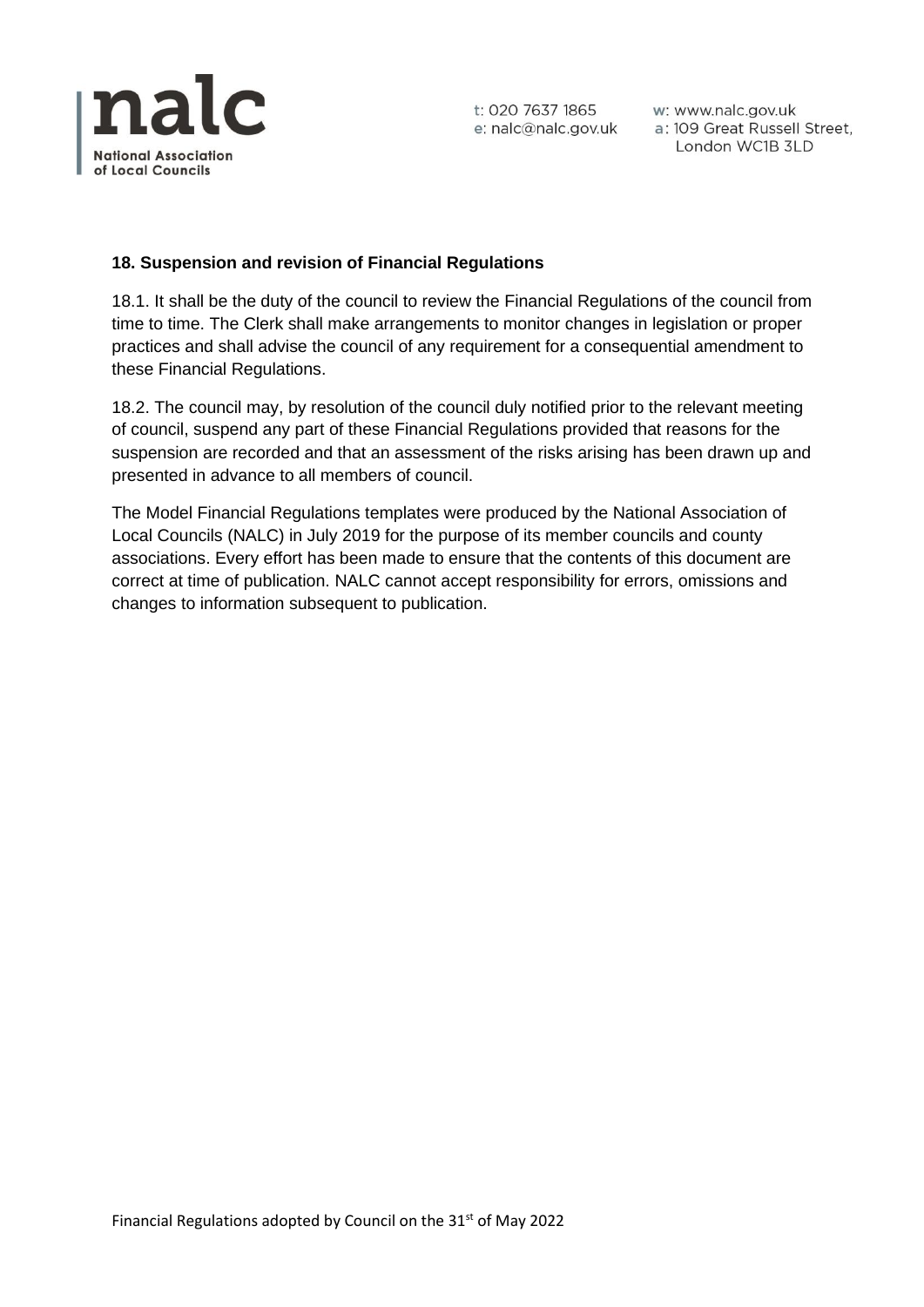### 18. Suspension and revision of Financial Regulations

18.1. It shall be the duty of the council to review the Financial Regulations of the council from time to time. The Clerk shall make arrangements to monitor changes in legislation or proper practices and shall advise the council of any requirement for a consequential amendment to these Financial Regulations.

18.2. The council may, by resolution of the council duly notified prior to the relevant meeting of council, suspend any part of these Financial Regulations provided that reasons for the suspension are recorded and that an assessment of the risks arising has been drawn up and presented in advance to all members of council.

The Model Financial Regulations templates were produced by the National Association of Local Councils (NALC) in July 2019 for the purpose of its member councils and county associations. Every effort has been made to ensure that the contents of this document are correct at time of publication. NALC cannot accept responsibility for errors, omissions and changes to information subsequent to publication.